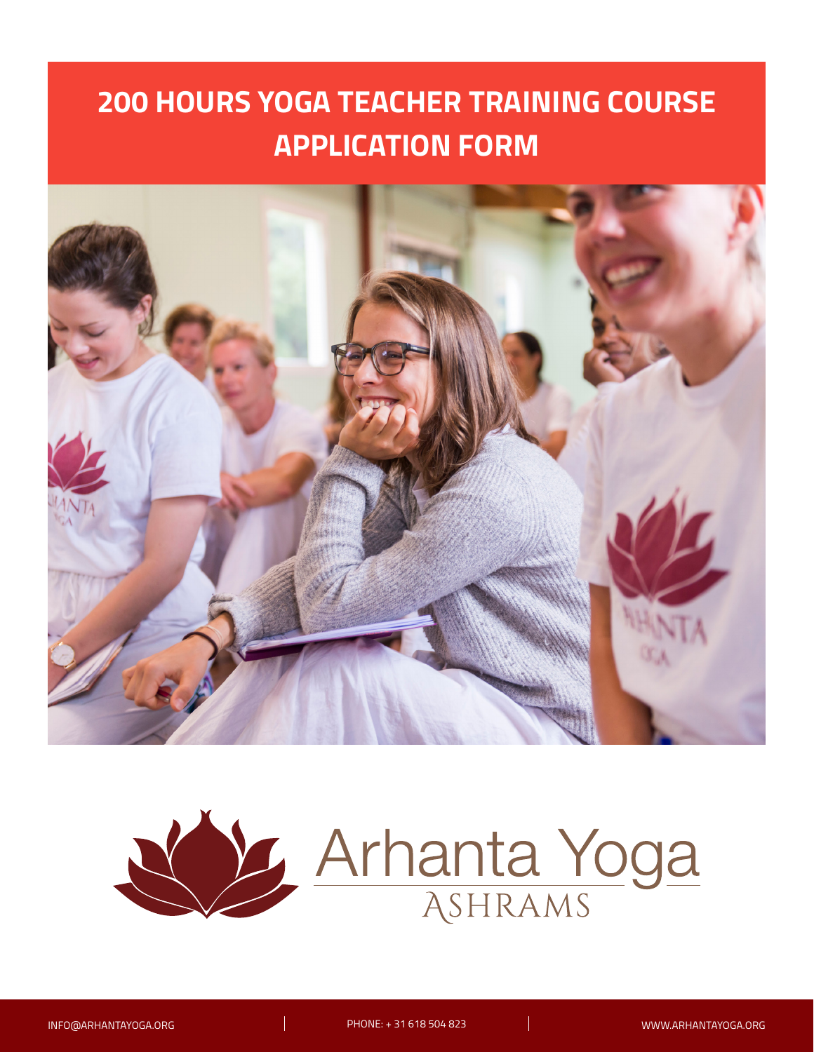# 200 HOURS YOGA TEACHER TRAINING COURSE APPLICATION FORM

Arhanta Yoga
ASHRAMS

INFO@ARHANTAYOGA.ORG | PHONE: + 31 618 504 823 | WWW.ARHANTAYOGA.ORG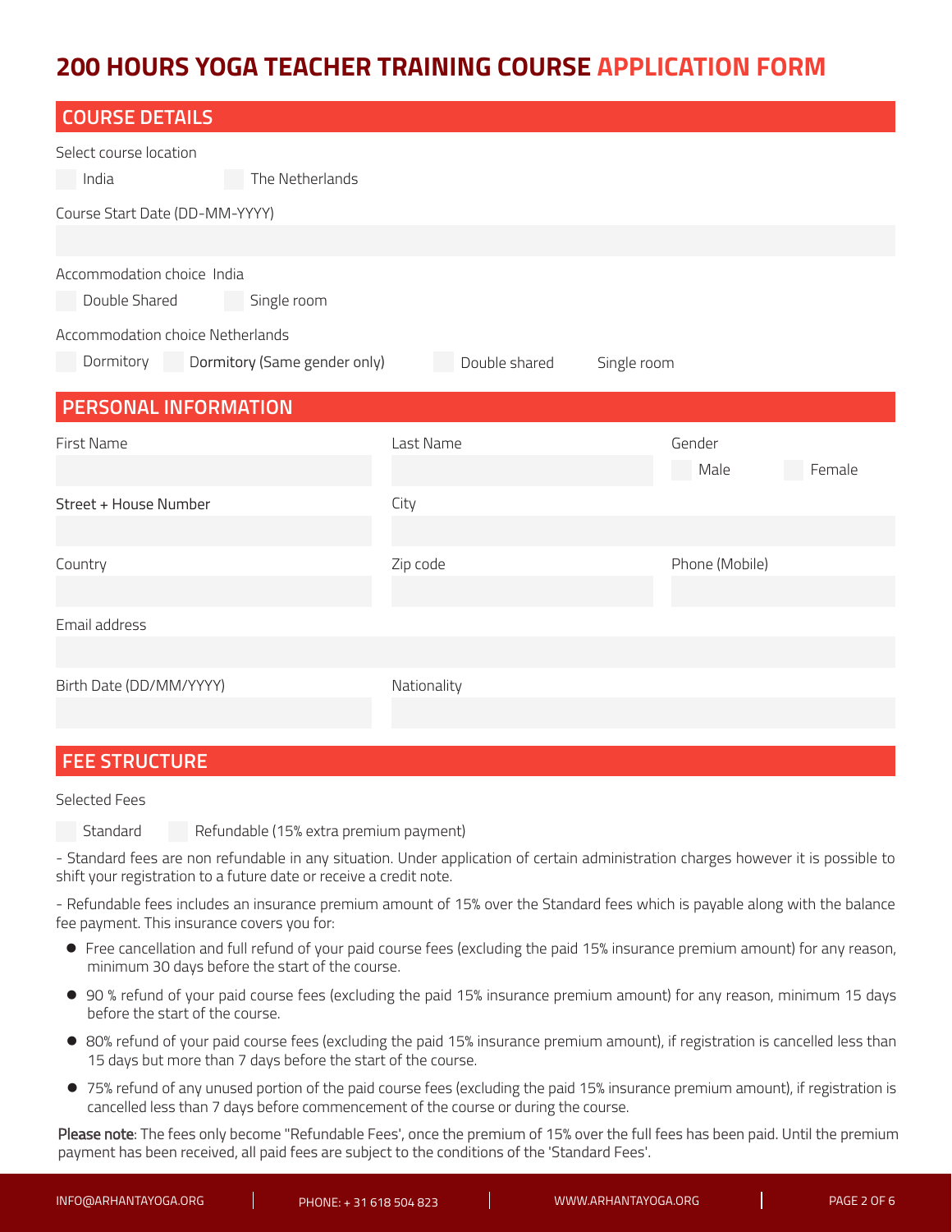# 200 HOURS YOGA TEACHER TRAINING COURSE APPLICATION FORM

## COURSE DETAILS

Select course location

☐ India ☐ The Netherlands

Course Start Date (DD-MM-YYYY)

Accommodation choice India

☐ Double Shared ☐ Single room

Accommodation choice Netherlands

☐ Dormitory ☐ Dormitory (Same gender only) ☐ Double shared ☐ Single room

## PERSONAL INFORMATION

First Name

Last Name

Gender

☐ Male ☐ Female

Street + House Number

City

Country

Zip code

Phone (Mobile)

Email address

Birth Date (DD/MM/YYYY)

Nationality

## FEE STRUCTURE

Selected Fees

☐ Standard ☐ Refundable (15% extra premium payment)

- Standard fees are non refundable in any situation. Under application of certain administration charges however it is possible to shift your registration to a future date or receive a credit note.

- Refundable fees includes an insurance premium amount of 15% over the Standard fees which is payable along with the balance fee payment. This insurance covers you for:

- Free cancellation and full refund of your paid course fees (excluding the paid 15% insurance premium amount) for any reason, minimum 30 days before the start of the course.
- 90 % refund of your paid course fees (excluding the paid 15% insurance premium amount) for any reason, minimum 15 days before the start of the course.
- 80% refund of your paid course fees (excluding the paid 15% insurance premium amount), if registration is cancelled less than 15 days but more than 7 days before the start of the course.
- 75% refund of any unused portion of the paid course fees (excluding the paid 15% insurance premium amount), if registration is cancelled less than 7 days before commencement of the course or during the course.

**Please note**: The fees only become "Refundable Fees', once the premium of 15% over the full fees has been paid. Until the premium payment has been received, all paid fees are subject to the conditions of the 'Standard Fees'.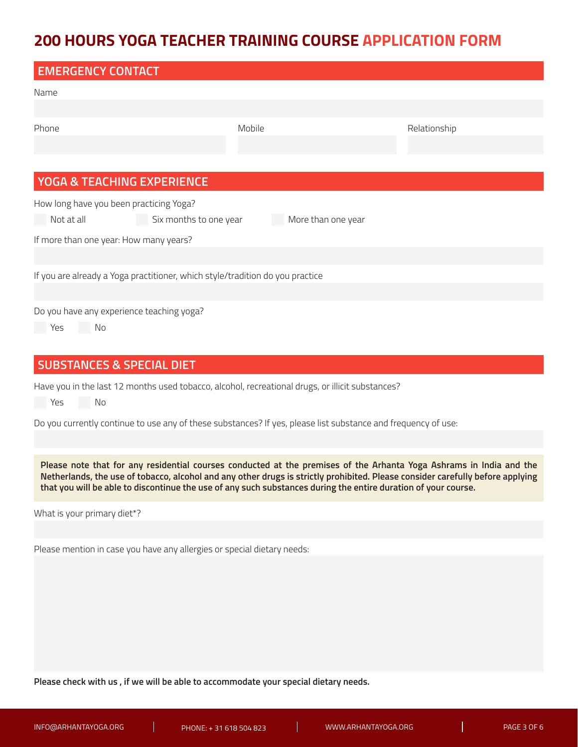# 200 HOURS YOGA TEACHER TRAINING COURSE APPLICATION FORM

## EMERGENCY CONTACT

Name

Phone

Mobile

Relationship

## YOGA & TEACHING EXPERIENCE

How long have you been practicing Yoga?

- [ ] Not at all
- [ ] Six months to one year
- [ ] More than one year

If more than one year: How many years?

If you are already a Yoga practitioner, which style/tradition do you practice

Do you have any experience teaching yoga?

- [ ] Yes
- [ ] No

## SUBSTANCES & SPECIAL DIET

Have you in the last 12 months used tobacco, alcohol, recreational drugs, or illicit substances?

- [ ] Yes
- [ ] No

Do you currently continue to use any of these substances? If yes, please list substance and frequency of use:

**Please note that for any residential courses conducted at the premises of the Arhanta Yoga Ashrams in India and the Netherlands, the use of tobacco, alcohol and any other drugs is strictly prohibited. Please consider carefully before applying that you will be able to discontinue the use of any such substances during the entire duration of your course.**

What is your primary diet*?

Please mention in case you have any allergies or special dietary needs:

**Please check with us , if we will be able to accommodate your special dietary needs.**

INFO@ARHANTAYOGA.ORG | PHONE: + 31 618 504 823 | WWW.ARHANTAYOGA.ORG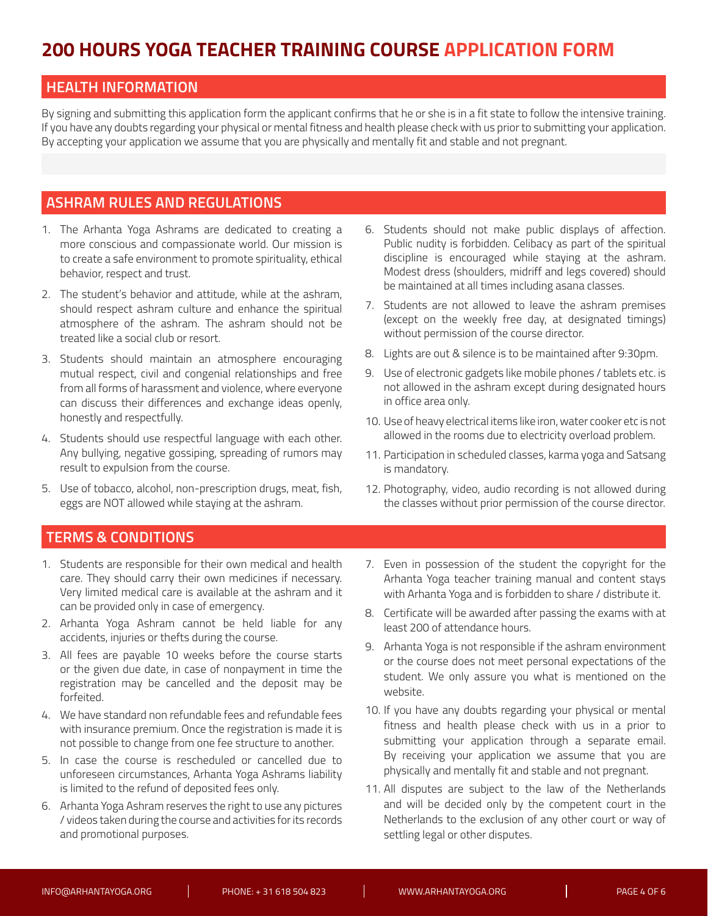# 200 HOURS YOGA TEACHER TRAINING COURSE APPLICATION FORM

## HEALTH INFORMATION

By signing and submitting this application form the applicant confirms that he or she is in a fit state to follow the intensive training. If you have any doubts regarding your physical or mental fitness and health please check with us prior to submitting your application. By accepting your application we assume that you are physically and mentally fit and stable and not pregnant.

## ASHRAM RULES AND REGULATIONS

1. The Arhanta Yoga Ashrams are dedicated to creating a more conscious and compassionate world. Our mission is to create a safe environment to promote spirituality, ethical behavior, respect and trust.
2. The student's behavior and attitude, while at the ashram, should respect ashram culture and enhance the spiritual atmosphere of the ashram. The ashram should not be treated like a social club or resort.
3. Students should maintain an atmosphere encouraging mutual respect, civil and congenial relationships and free from all forms of harassment and violence, where everyone can discuss their differences and exchange ideas openly, honestly and respectfully.
4. Students should use respectful language with each other. Any bullying, negative gossiping, spreading of rumors may result to expulsion from the course.
5. Use of tobacco, alcohol, non-prescription drugs, meat, fish, eggs are NOT allowed while staying at the ashram.
6. Students should not make public displays of affection. Public nudity is forbidden. Celibacy as part of the spiritual discipline is encouraged while staying at the ashram. Modest dress (shoulders, midriff and legs covered) should be maintained at all times including asana classes.
7. Students are not allowed to leave the ashram premises (except on the weekly free day, at designated timings) without permission of the course director.
8. Lights are out & silence is to be maintained after 9:30pm.
9. Use of electronic gadgets like mobile phones / tablets etc. is not allowed in the ashram except during designated hours in office area only.
10. Use of heavy electrical items like iron, water cooker etc is not allowed in the rooms due to electricity overload problem.
11. Participation in scheduled classes, karma yoga and Satsang is mandatory.
12. Photography, video, audio recording is not allowed during the classes without prior permission of the course director.

## TERMS & CONDITIONS

1. Students are responsible for their own medical and health care. They should carry their own medicines if necessary. Very limited medical care is available at the ashram and it can be provided only in case of emergency.
2. Arhanta Yoga Ashram cannot be held liable for any accidents, injuries or thefts during the course.
3. All fees are payable 10 weeks before the course starts or the given due date, in case of nonpayment in time the registration may be cancelled and the deposit may be forfeited.
4. We have standard non refundable fees and refundable fees with insurance premium. Once the registration is made it is not possible to change from one fee structure to another.
5. In case the course is rescheduled or cancelled due to unforeseen circumstances, Arhanta Yoga Ashrams liability is limited to the refund of deposited fees only.
6. Arhanta Yoga Ashram reserves the right to use any pictures / videos taken during the course and activities for its records and promotional purposes.
7. Even in possession of the student the copyright for the Arhanta Yoga teacher training manual and content stays with Arhanta Yoga and is forbidden to share / distribute it.
8. Certificate will be awarded after passing the exams with at least 200 of attendance hours.
9. Arhanta Yoga is not responsible if the ashram environment or the course does not meet personal expectations of the student. We only assure you what is mentioned on the website.
10. If you have any doubts regarding your physical or mental fitness and health please check with us in a prior to submitting your application through a separate email. By receiving your application we assume that you are physically and mentally fit and stable and not pregnant.
11. All disputes are subject to the law of the Netherlands and will be decided only by the competent court in the Netherlands to the exclusion of any other court or way of settling legal or other disputes.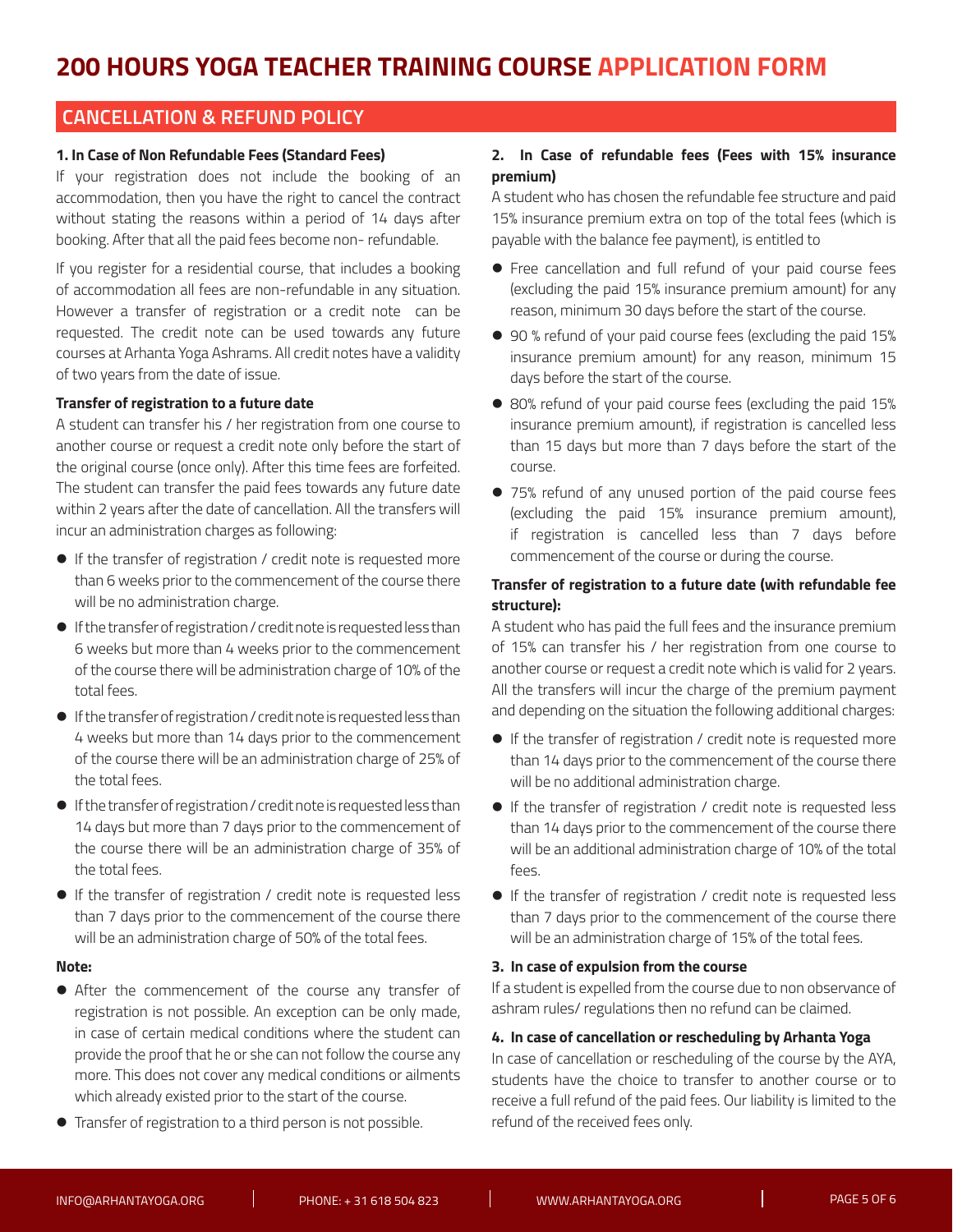# 200 HOURS YOGA TEACHER TRAINING COURSE APPLICATION FORM

## CANCELLATION & REFUND POLICY

**1. In Case of Non Refundable Fees (Standard Fees)**

If your registration does not include the booking of an accommodation, then you have the right to cancel the contract without stating the reasons within a period of 14 days after booking. After that all the paid fees become non- refundable.

If you register for a residential course, that includes a booking of accommodation all fees are non-refundable in any situation. However a transfer of registration or a credit note can be requested. The credit note can be used towards any future courses at Arhanta Yoga Ashrams. All credit notes have a validity of two years from the date of issue.

**Transfer of registration to a future date**

A student can transfer his / her registration from one course to another course or request a credit note only before the start of the original course (once only). After this time fees are forfeited. The student can transfer the paid fees towards any future date within 2 years after the date of cancellation. All the transfers will incur an administration charges as following:

- If the transfer of registration / credit note is requested more than 6 weeks prior to the commencement of the course there will be no administration charge.
- If the transfer of registration / credit note is requested less than 6 weeks but more than 4 weeks prior to the commencement of the course there will be administration charge of 10% of the total fees.
- If the transfer of registration / credit note is requested less than 4 weeks but more than 14 days prior to the commencement of the course there will be an administration charge of 25% of the total fees.
- If the transfer of registration / credit note is requested less than 14 days but more than 7 days prior to the commencement of the course there will be an administration charge of 35% of the total fees.
- If the transfer of registration / credit note is requested less than 7 days prior to the commencement of the course there will be an administration charge of 50% of the total fees.

**Note:**

- After the commencement of the course any transfer of registration is not possible. An exception can be only made, in case of certain medical conditions where the student can provide the proof that he or she can not follow the course any more. This does not cover any medical conditions or ailments which already existed prior to the start of the course.
- Transfer of registration to a third person is not possible.

**2. In Case of refundable fees (Fees with 15% insurance premium)**

A student who has chosen the refundable fee structure and paid 15% insurance premium extra on top of the total fees (which is payable with the balance fee payment), is entitled to

- Free cancellation and full refund of your paid course fees (excluding the paid 15% insurance premium amount) for any reason, minimum 30 days before the start of the course.
- 90 % refund of your paid course fees (excluding the paid 15% insurance premium amount) for any reason, minimum 15 days before the start of the course.
- 80% refund of your paid course fees (excluding the paid 15% insurance premium amount), if registration is cancelled less than 15 days but more than 7 days before the start of the course.
- 75% refund of any unused portion of the paid course fees (excluding the paid 15% insurance premium amount), if registration is cancelled less than 7 days before commencement of the course or during the course.

**Transfer of registration to a future date (with refundable fee structure):**

A student who has paid the full fees and the insurance premium of 15% can transfer his / her registration from one course to another course or request a credit note which is valid for 2 years. All the transfers will incur the charge of the premium payment and depending on the situation the following additional charges:

- If the transfer of registration / credit note is requested more than 14 days prior to the commencement of the course there will be no additional administration charge.
- If the transfer of registration / credit note is requested less than 14 days prior to the commencement of the course there will be an additional administration charge of 10% of the total fees.
- If the transfer of registration / credit note is requested less than 7 days prior to the commencement of the course there will be an administration charge of 15% of the total fees.

**3. In case of expulsion from the course**

If a student is expelled from the course due to non observance of ashram rules/ regulations then no refund can be claimed.

**4. In case of cancellation or rescheduling by Arhanta Yoga**

In case of cancellation or rescheduling of the course by the AYA, students have the choice to transfer to another course or to receive a full refund of the paid fees. Our liability is limited to the refund of the received fees only.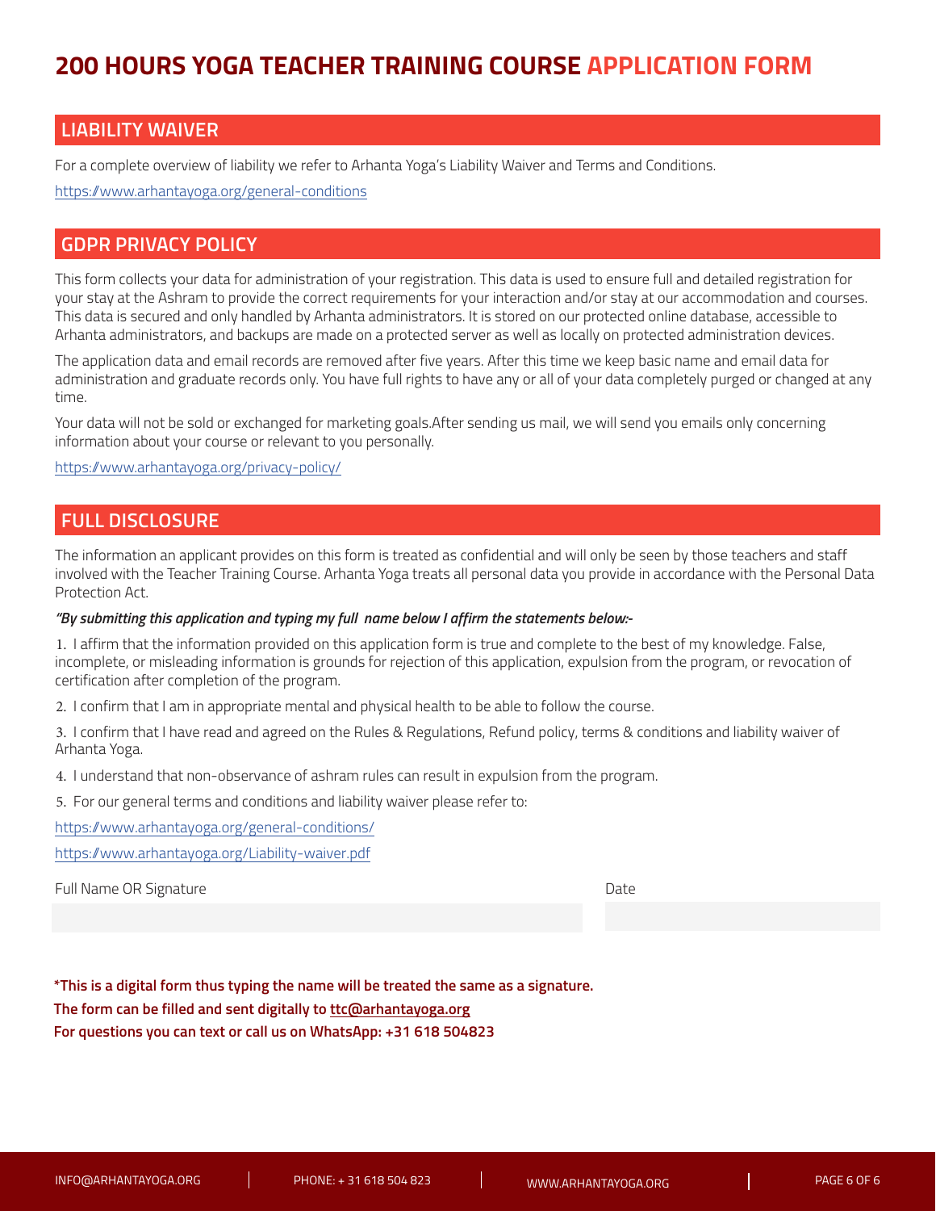# 200 HOURS YOGA TEACHER TRAINING COURSE APPLICATION FORM

## LIABILITY WAIVER

For a complete overview of liability we refer to Arhanta Yoga's Liability Waiver and Terms and Conditions.

https://www.arhantayoga.org/general-conditions

## GDPR PRIVACY POLICY

This form collects your data for administration of your registration. This data is used to ensure full and detailed registration for your stay at the Ashram to provide the correct requirements for your interaction and/or stay at our accommodation and courses. This data is secured and only handled by Arhanta administrators. It is stored on our protected online database, accessible to Arhanta administrators, and backups are made on a protected server as well as locally on protected administration devices.

The application data and email records are removed after five years. After this time we keep basic name and email data for administration and graduate records only. You have full rights to have any or all of your data completely purged or changed at any time.

Your data will not be sold or exchanged for marketing goals.After sending us mail, we will send you emails only concerning information about your course or relevant to you personally.

https://www.arhantayoga.org/privacy-policy/

## FULL DISCLOSURE

The information an applicant provides on this form is treated as confidential and will only be seen by those teachers and staff involved with the Teacher Training Course. Arhanta Yoga treats all personal data you provide in accordance with the Personal Data Protection Act.

***"By submitting this application and typing my full name below I affirm the statements below:-***

1. I affirm that the information provided on this application form is true and complete to the best of my knowledge. False, incomplete, or misleading information is grounds for rejection of this application, expulsion from the program, or revocation of certification after completion of the program.
2. I confirm that I am in appropriate mental and physical health to be able to follow the course.
3. I confirm that I have read and agreed on the Rules & Regulations, Refund policy, terms & conditions and liability waiver of Arhanta Yoga.
4. I understand that non-observance of ashram rules can result in expulsion from the program.
5. For our general terms and conditions and liability waiver please refer to:

https://www.arhantayoga.org/general-conditions/

https://www.arhantayoga.org/Liability-waiver.pdf

Full Name OR Signature

Date

**\*This is a digital form thus typing the name will be treated the same as a signature.**
**The form can be filled and sent digitally to ttc@arhantayoga.org**
**For questions you can text or call us on WhatsApp: +31 618 504823**

INFO@ARHANTAYOGA.ORG | PHONE: + 31 618 504 823 | WWW.ARHANTAYOGA.ORG